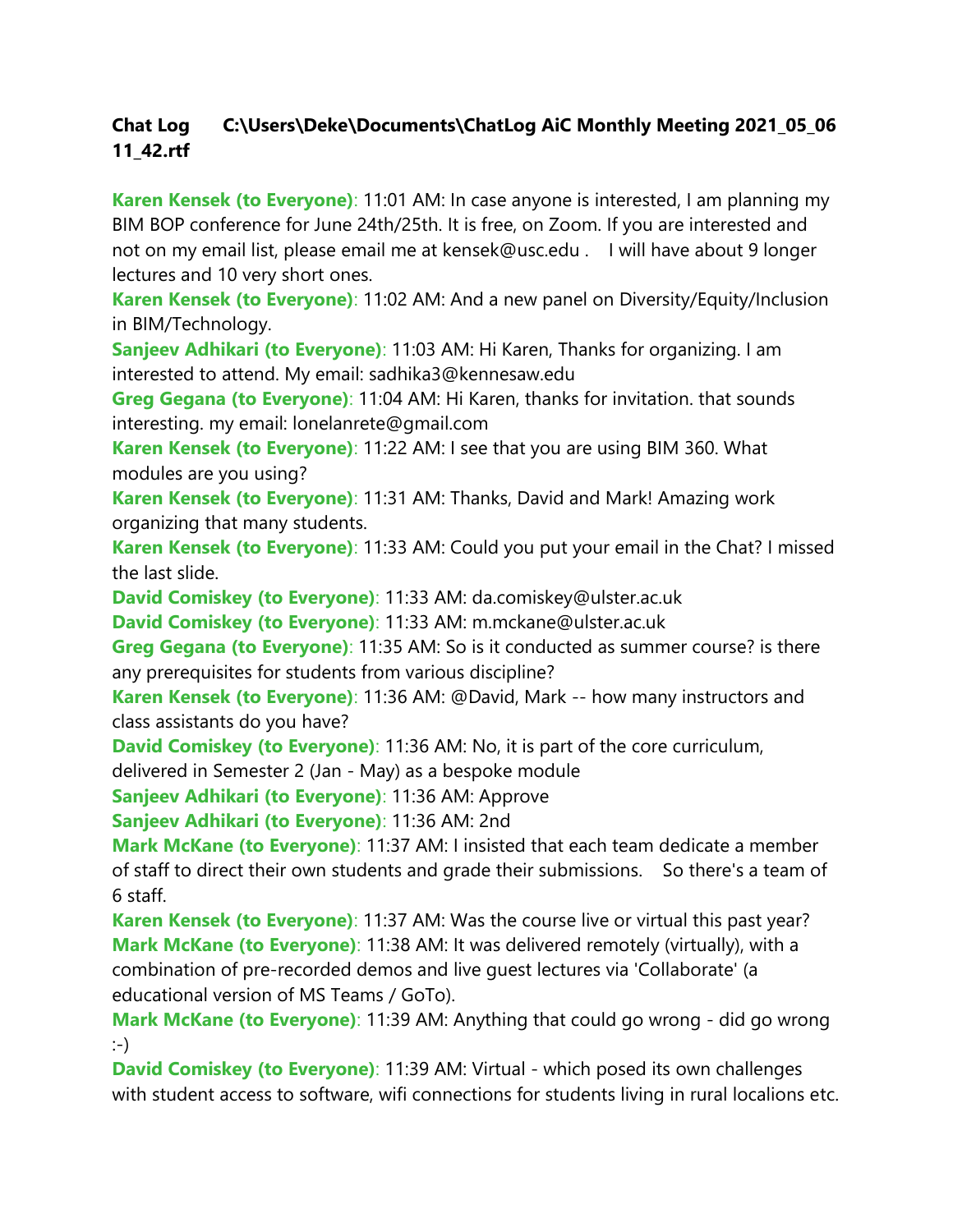**Chat Log C:\Users\Deke\Documents\ChatLog AiC Monthly Meeting 2021_05_06 11_42.rtf**

**Karen Kensek (to Everyone)**: 11:01 AM: In case anyone is interested, I am planning my BIM BOP conference for June 24th/25th. It is free, on Zoom. If you are interested and not on my email list, please email me at kensek@usc.edu .  I will have about 9 longer lectures and 10 very short ones.
**Karen Kensek (to Everyone)**: 11:02 AM: And a new panel on Diversity/Equity/Inclusion in BIM/Technology.
**Sanjeev Adhikari (to Everyone)**: 11:03 AM: Hi Karen, Thanks for organizing. I am interested to attend. My email: sadhika3@kennesaw.edu
**Greg Gegana (to Everyone)**: 11:04 AM: Hi Karen, thanks for invitation. that sounds interesting. my email: lonelanrete@gmail.com
**Karen Kensek (to Everyone)**: 11:22 AM: I see that you are using BIM 360. What modules are you using?
**Karen Kensek (to Everyone)**: 11:31 AM: Thanks, David and Mark! Amazing work organizing that many students.
**Karen Kensek (to Everyone)**: 11:33 AM: Could you put your email in the Chat? I missed the last slide.
**David Comiskey (to Everyone)**: 11:33 AM: da.comiskey@ulster.ac.uk
**David Comiskey (to Everyone)**: 11:33 AM: m.mckane@ulster.ac.uk
**Greg Gegana (to Everyone)**: 11:35 AM: So is it conducted as summer course? is there any prerequisites for students from various discipline?
**Karen Kensek (to Everyone)**: 11:36 AM: @David, Mark -- how many instructors and class assistants do you have?
**David Comiskey (to Everyone)**: 11:36 AM: No, it is part of the core curriculum, delivered in Semester 2 (Jan - May) as a bespoke module
**Sanjeev Adhikari (to Everyone)**: 11:36 AM: Approve
**Sanjeev Adhikari (to Everyone)**: 11:36 AM: 2nd
**Mark McKane (to Everyone)**: 11:37 AM: I insisted that each team dedicate a member of staff to direct their own students and grade their submissions.  So there's a team of 6 staff.
**Karen Kensek (to Everyone)**: 11:37 AM: Was the course live or virtual this past year?
**Mark McKane (to Everyone)**: 11:38 AM: It was delivered remotely (virtually), with a combination of pre-recorded demos and live guest lectures via 'Collaborate' (a educational version of MS Teams / GoTo).
**Mark McKane (to Everyone)**: 11:39 AM: Anything that could go wrong - did go wrong :-)
**David Comiskey (to Everyone)**: 11:39 AM: Virtual - which posed its own challenges with student access to software, wifi connections for students living in rural localions etc.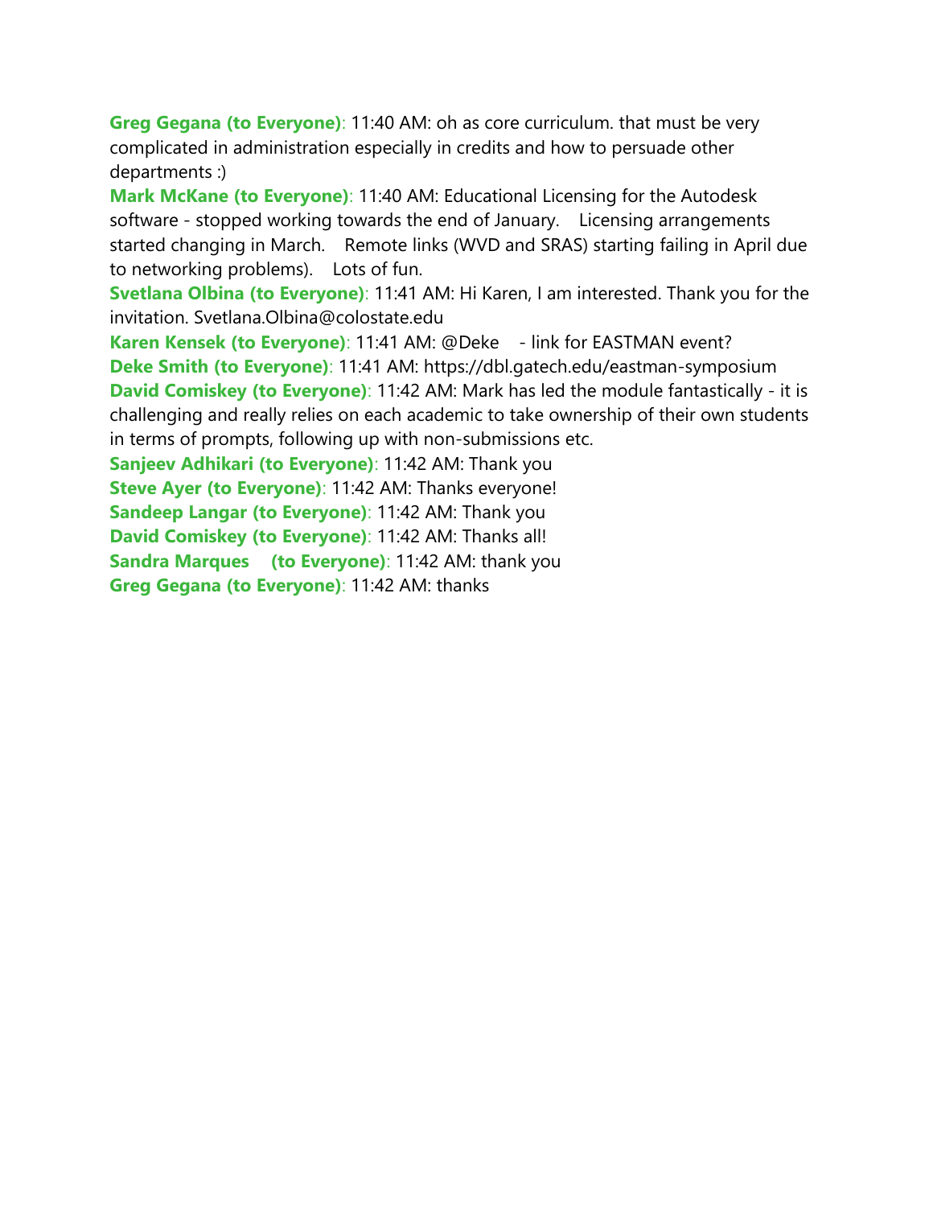**Greg Gegana (to Everyone)**: 11:40 AM: oh as core curriculum. that must be very complicated in administration especially in credits and how to persuade other departments :)

**Mark McKane (to Everyone)**: 11:40 AM: Educational Licensing for the Autodesk software - stopped working towards the end of January.    Licensing arrangements started changing in March.    Remote links (WVD and SRAS) starting failing in April due to networking problems).    Lots of fun.

**Svetlana Olbina (to Everyone)**: 11:41 AM: Hi Karen, I am interested. Thank you for the invitation. Svetlana.Olbina@colostate.edu

**Karen Kensek (to Everyone)**: 11:41 AM: @Deke    - link for EASTMAN event?

**Deke Smith (to Everyone)**: 11:41 AM: https://dbl.gatech.edu/eastman-symposium

**David Comiskey (to Everyone)**: 11:42 AM: Mark has led the module fantastically - it is challenging and really relies on each academic to take ownership of their own students in terms of prompts, following up with non-submissions etc.

**Sanjeev Adhikari (to Everyone)**: 11:42 AM: Thank you

**Steve Ayer (to Everyone)**: 11:42 AM: Thanks everyone!

**Sandeep Langar (to Everyone)**: 11:42 AM: Thank you

**David Comiskey (to Everyone)**: 11:42 AM: Thanks all!

**Sandra Marques    (to Everyone)**: 11:42 AM: thank you

**Greg Gegana (to Everyone)**: 11:42 AM: thanks